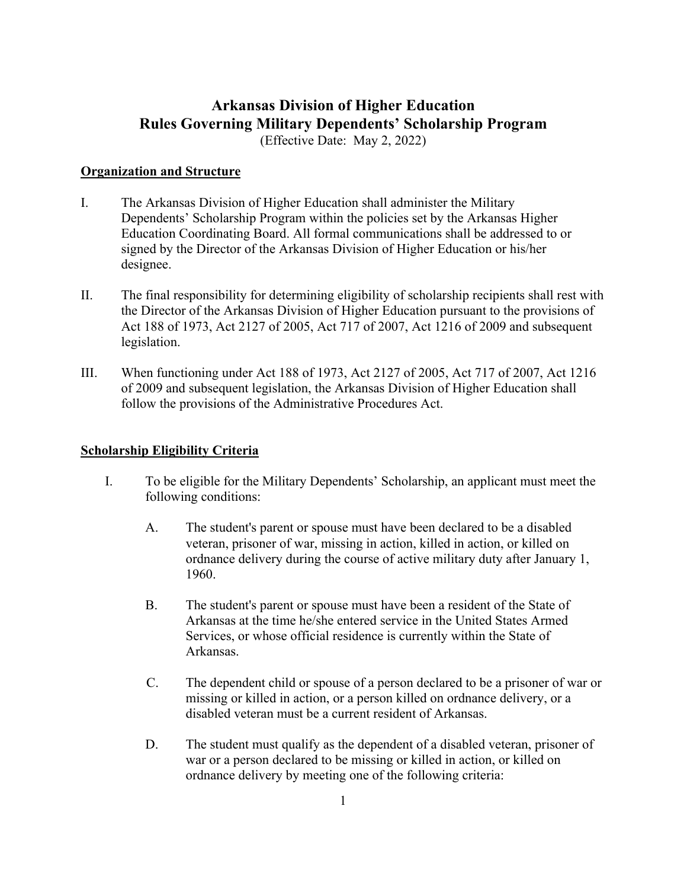# Arkansas Division of Higher Education
# Rules Governing Military Dependents' Scholarship Program

(Effective Date: May 2, 2022)

## Organization and Structure

I. The Arkansas Division of Higher Education shall administer the Military Dependents' Scholarship Program within the policies set by the Arkansas Higher Education Coordinating Board. All formal communications shall be addressed to or signed by the Director of the Arkansas Division of Higher Education or his/her designee.

II. The final responsibility for determining eligibility of scholarship recipients shall rest with the Director of the Arkansas Division of Higher Education pursuant to the provisions of Act 188 of 1973, Act 2127 of 2005, Act 717 of 2007, Act 1216 of 2009 and subsequent legislation.

III. When functioning under Act 188 of 1973, Act 2127 of 2005, Act 717 of 2007, Act 1216 of 2009 and subsequent legislation, the Arkansas Division of Higher Education shall follow the provisions of the Administrative Procedures Act.

## Scholarship Eligibility Criteria

I. To be eligible for the Military Dependents' Scholarship, an applicant must meet the following conditions:

   A. The student's parent or spouse must have been declared to be a disabled veteran, prisoner of war, missing in action, killed in action, or killed on ordnance delivery during the course of active military duty after January 1, 1960.

   B. The student's parent or spouse must have been a resident of the State of Arkansas at the time he/she entered service in the United States Armed Services, or whose official residence is currently within the State of Arkansas.

   C. The dependent child or spouse of a person declared to be a prisoner of war or missing or killed in action, or a person killed on ordnance delivery, or a disabled veteran must be a current resident of Arkansas.

   D. The student must qualify as the dependent of a disabled veteran, prisoner of war or a person declared to be missing or killed in action, or killed on ordnance delivery by meeting one of the following criteria: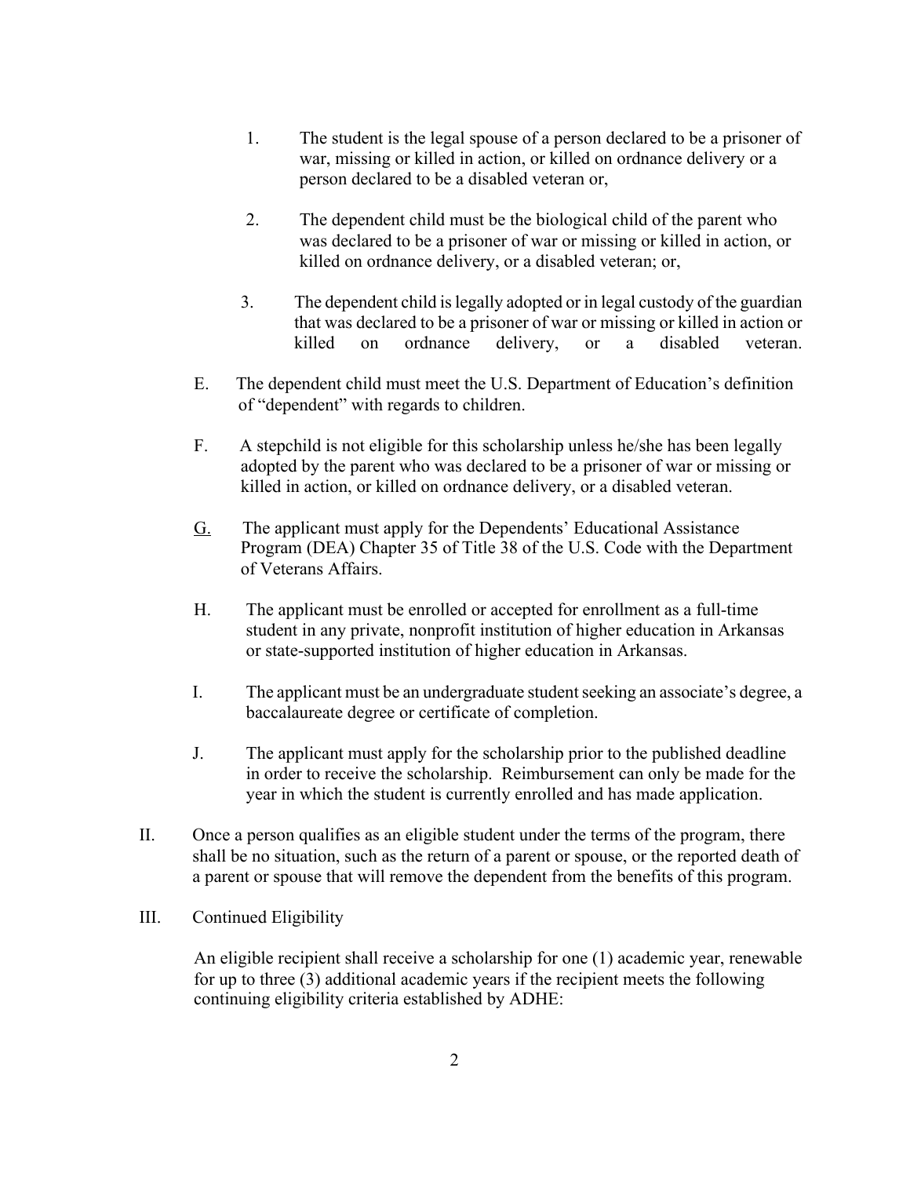1. The student is the legal spouse of a person declared to be a prisoner of war, missing or killed in action, or killed on ordnance delivery or a person declared to be a disabled veteran or,

2. The dependent child must be the biological child of the parent who was declared to be a prisoner of war or missing or killed in action, or killed on ordnance delivery, or a disabled veteran; or,

3. The dependent child is legally adopted or in legal custody of the guardian that was declared to be a prisoner of war or missing or killed in action or killed on ordnance delivery, or a disabled veteran.

E. The dependent child must meet the U.S. Department of Education's definition of "dependent" with regards to children.

F. A stepchild is not eligible for this scholarship unless he/she has been legally adopted by the parent who was declared to be a prisoner of war or missing or killed in action, or killed on ordnance delivery, or a disabled veteran.

G. The applicant must apply for the Dependents' Educational Assistance Program (DEA) Chapter 35 of Title 38 of the U.S. Code with the Department of Veterans Affairs.

H. The applicant must be enrolled or accepted for enrollment as a full-time student in any private, nonprofit institution of higher education in Arkansas or state-supported institution of higher education in Arkansas.

I. The applicant must be an undergraduate student seeking an associate's degree, a baccalaureate degree or certificate of completion.

J. The applicant must apply for the scholarship prior to the published deadline in order to receive the scholarship. Reimbursement can only be made for the year in which the student is currently enrolled and has made application.

II. Once a person qualifies as an eligible student under the terms of the program, there shall be no situation, such as the return of a parent or spouse, or the reported death of a parent or spouse that will remove the dependent from the benefits of this program.

III. Continued Eligibility

An eligible recipient shall receive a scholarship for one (1) academic year, renewable for up to three (3) additional academic years if the recipient meets the following continuing eligibility criteria established by ADHE: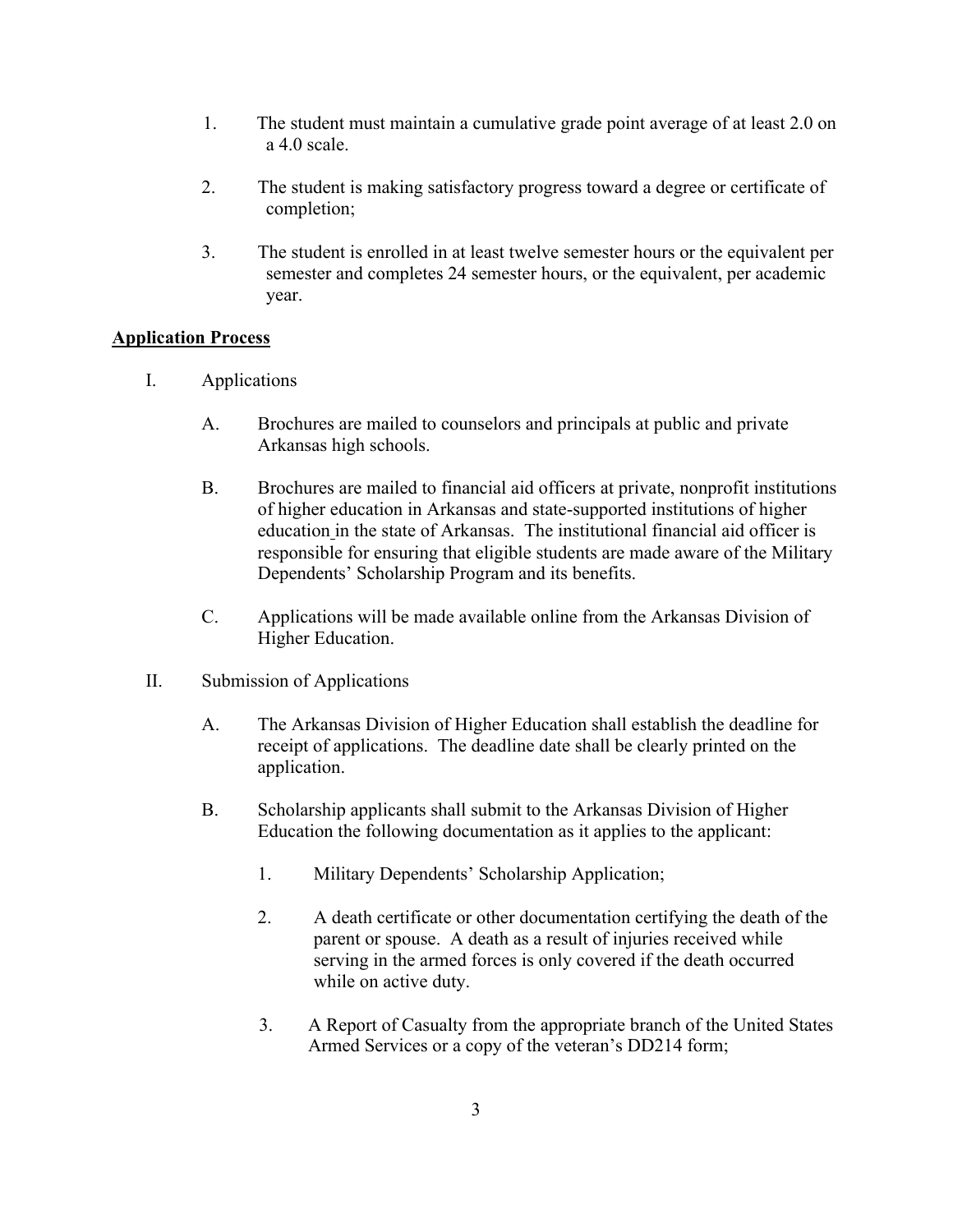1. The student must maintain a cumulative grade point average of at least 2.0 on a 4.0 scale.

2. The student is making satisfactory progress toward a degree or certificate of completion;

3. The student is enrolled in at least twelve semester hours or the equivalent per semester and completes 24 semester hours, or the equivalent, per academic year.

**<u>Application Process</u>**

I. Applications

  A. Brochures are mailed to counselors and principals at public and private Arkansas high schools.

  B. Brochures are mailed to financial aid officers at private, nonprofit institutions of higher education in Arkansas and state-supported institutions of higher education in the state of Arkansas. The institutional financial aid officer is responsible for ensuring that eligible students are made aware of the Military Dependents' Scholarship Program and its benefits.

  C. Applications will be made available online from the Arkansas Division of Higher Education.

II. Submission of Applications

  A. The Arkansas Division of Higher Education shall establish the deadline for receipt of applications. The deadline date shall be clearly printed on the application.

  B. Scholarship applicants shall submit to the Arkansas Division of Higher Education the following documentation as it applies to the applicant:

    1. Military Dependents' Scholarship Application;

    2. A death certificate or other documentation certifying the death of the parent or spouse. A death as a result of injuries received while serving in the armed forces is only covered if the death occurred while on active duty.

    3. A Report of Casualty from the appropriate branch of the United States Armed Services or a copy of the veteran's DD214 form;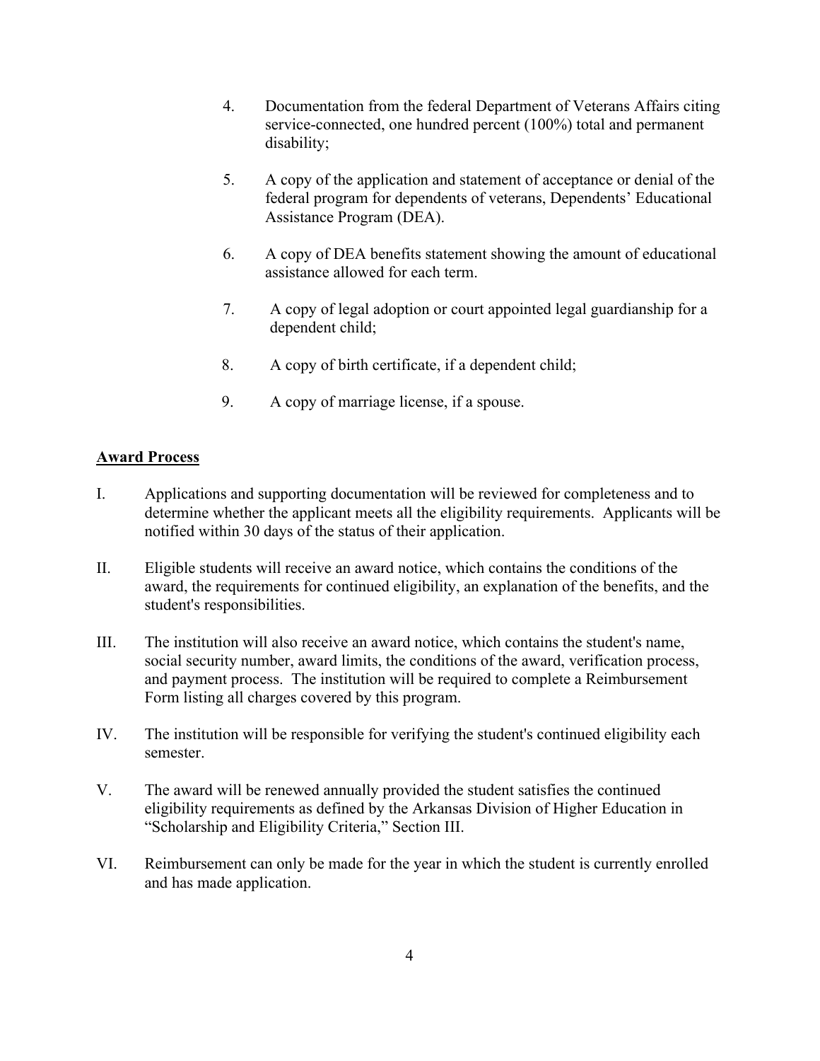4. Documentation from the federal Department of Veterans Affairs citing service-connected, one hundred percent (100%) total and permanent disability;

5. A copy of the application and statement of acceptance or denial of the federal program for dependents of veterans, Dependents' Educational Assistance Program (DEA).

6. A copy of DEA benefits statement showing the amount of educational assistance allowed for each term.

7. A copy of legal adoption or court appointed legal guardianship for a dependent child;

8. A copy of birth certificate, if a dependent child;

9. A copy of marriage license, if a spouse.

**Award Process**

I. Applications and supporting documentation will be reviewed for completeness and to determine whether the applicant meets all the eligibility requirements. Applicants will be notified within 30 days of the status of their application.

II. Eligible students will receive an award notice, which contains the conditions of the award, the requirements for continued eligibility, an explanation of the benefits, and the student's responsibilities.

III. The institution will also receive an award notice, which contains the student's name, social security number, award limits, the conditions of the award, verification process, and payment process. The institution will be required to complete a Reimbursement Form listing all charges covered by this program.

IV. The institution will be responsible for verifying the student's continued eligibility each semester.

V. The award will be renewed annually provided the student satisfies the continued eligibility requirements as defined by the Arkansas Division of Higher Education in "Scholarship and Eligibility Criteria," Section III.

VI. Reimbursement can only be made for the year in which the student is currently enrolled and has made application.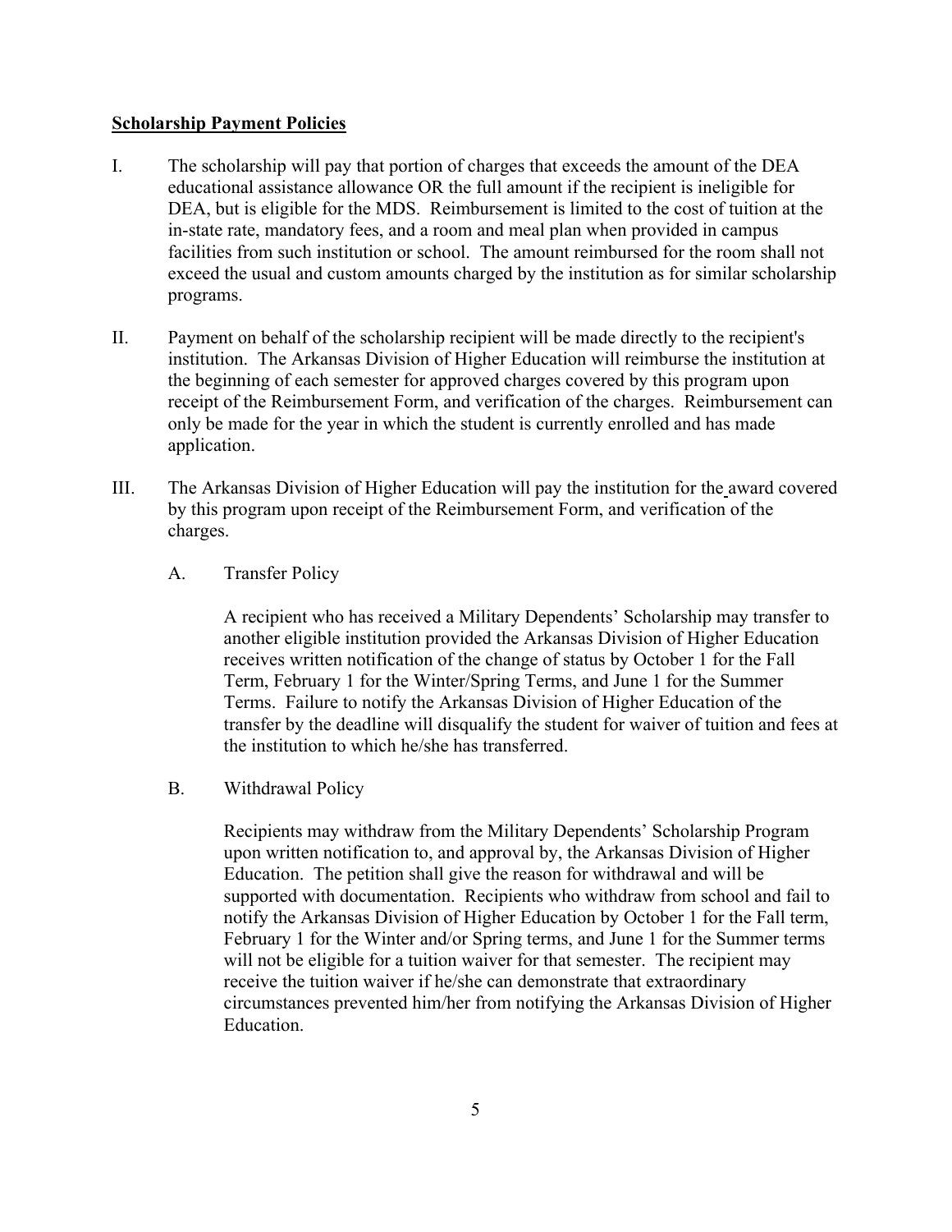**Scholarship Payment Policies**

I. The scholarship will pay that portion of charges that exceeds the amount of the DEA educational assistance allowance OR the full amount if the recipient is ineligible for DEA, but is eligible for the MDS. Reimbursement is limited to the cost of tuition at the in-state rate, mandatory fees, and a room and meal plan when provided in campus facilities from such institution or school. The amount reimbursed for the room shall not exceed the usual and custom amounts charged by the institution as for similar scholarship programs.

II. Payment on behalf of the scholarship recipient will be made directly to the recipient's institution. The Arkansas Division of Higher Education will reimburse the institution at the beginning of each semester for approved charges covered by this program upon receipt of the Reimbursement Form, and verification of the charges. Reimbursement can only be made for the year in which the student is currently enrolled and has made application.

III. The Arkansas Division of Higher Education will pay the institution for the award covered by this program upon receipt of the Reimbursement Form, and verification of the charges.

A. Transfer Policy

A recipient who has received a Military Dependents' Scholarship may transfer to another eligible institution provided the Arkansas Division of Higher Education receives written notification of the change of status by October 1 for the Fall Term, February 1 for the Winter/Spring Terms, and June 1 for the Summer Terms. Failure to notify the Arkansas Division of Higher Education of the transfer by the deadline will disqualify the student for waiver of tuition and fees at the institution to which he/she has transferred.

B. Withdrawal Policy

Recipients may withdraw from the Military Dependents' Scholarship Program upon written notification to, and approval by, the Arkansas Division of Higher Education. The petition shall give the reason for withdrawal and will be supported with documentation. Recipients who withdraw from school and fail to notify the Arkansas Division of Higher Education by October 1 for the Fall term, February 1 for the Winter and/or Spring terms, and June 1 for the Summer terms will not be eligible for a tuition waiver for that semester. The recipient may receive the tuition waiver if he/she can demonstrate that extraordinary circumstances prevented him/her from notifying the Arkansas Division of Higher Education.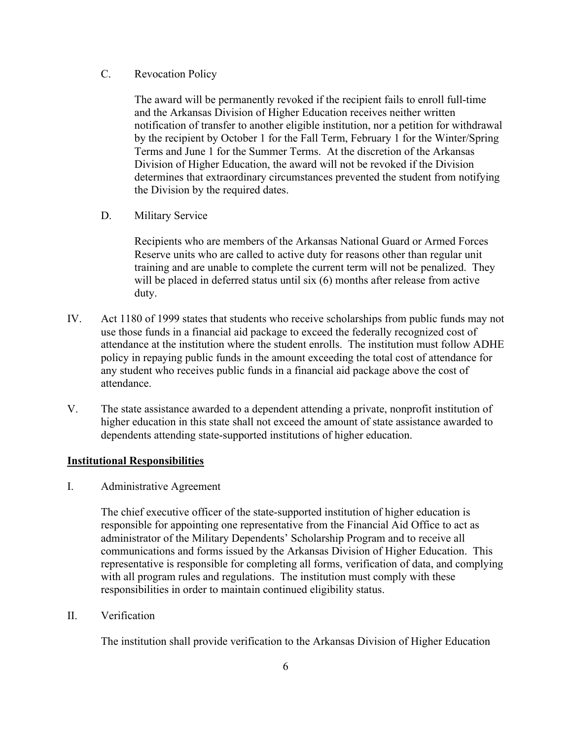C. Revocation Policy

The award will be permanently revoked if the recipient fails to enroll full-time and the Arkansas Division of Higher Education receives neither written notification of transfer to another eligible institution, nor a petition for withdrawal by the recipient by October 1 for the Fall Term, February 1 for the Winter/Spring Terms and June 1 for the Summer Terms. At the discretion of the Arkansas Division of Higher Education, the award will not be revoked if the Division determines that extraordinary circumstances prevented the student from notifying the Division by the required dates.

D. Military Service

Recipients who are members of the Arkansas National Guard or Armed Forces Reserve units who are called to active duty for reasons other than regular unit training and are unable to complete the current term will not be penalized. They will be placed in deferred status until six (6) months after release from active duty.

IV. Act 1180 of 1999 states that students who receive scholarships from public funds may not use those funds in a financial aid package to exceed the federally recognized cost of attendance at the institution where the student enrolls. The institution must follow ADHE policy in repaying public funds in the amount exceeding the total cost of attendance for any student who receives public funds in a financial aid package above the cost of attendance.

V. The state assistance awarded to a dependent attending a private, nonprofit institution of higher education in this state shall not exceed the amount of state assistance awarded to dependents attending state-supported institutions of higher education.

**Institutional Responsibilities**

I. Administrative Agreement

The chief executive officer of the state-supported institution of higher education is responsible for appointing one representative from the Financial Aid Office to act as administrator of the Military Dependents' Scholarship Program and to receive all communications and forms issued by the Arkansas Division of Higher Education. This representative is responsible for completing all forms, verification of data, and complying with all program rules and regulations. The institution must comply with these responsibilities in order to maintain continued eligibility status.

II. Verification

The institution shall provide verification to the Arkansas Division of Higher Education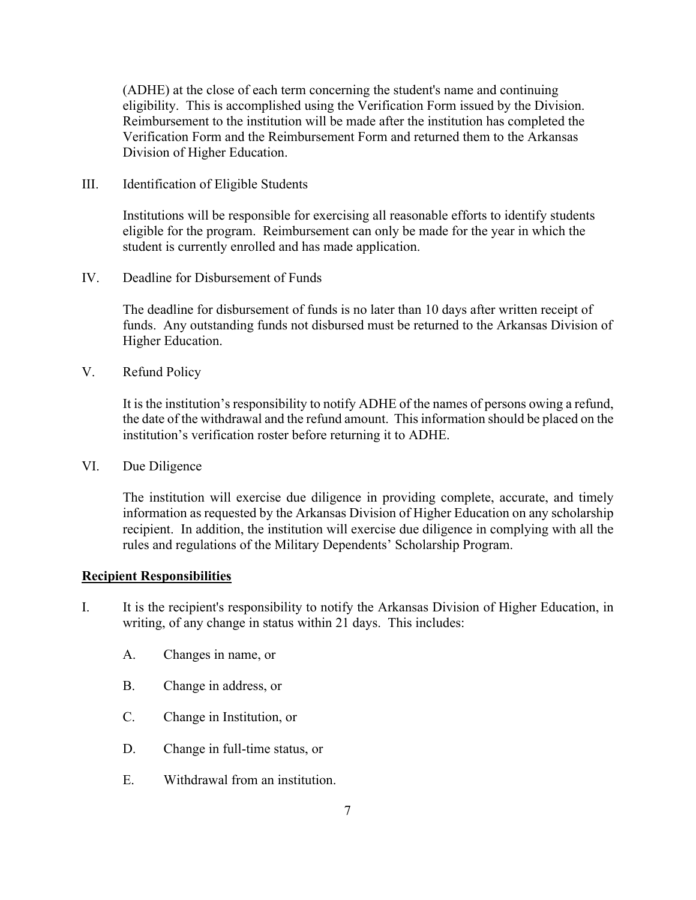(ADHE) at the close of each term concerning the student's name and continuing eligibility. This is accomplished using the Verification Form issued by the Division. Reimbursement to the institution will be made after the institution has completed the Verification Form and the Reimbursement Form and returned them to the Arkansas Division of Higher Education.

III. Identification of Eligible Students

Institutions will be responsible for exercising all reasonable efforts to identify students eligible for the program. Reimbursement can only be made for the year in which the student is currently enrolled and has made application.

IV. Deadline for Disbursement of Funds

The deadline for disbursement of funds is no later than 10 days after written receipt of funds. Any outstanding funds not disbursed must be returned to the Arkansas Division of Higher Education.

V. Refund Policy

It is the institution's responsibility to notify ADHE of the names of persons owing a refund, the date of the withdrawal and the refund amount. This information should be placed on the institution's verification roster before returning it to ADHE.

VI. Due Diligence

The institution will exercise due diligence in providing complete, accurate, and timely information as requested by the Arkansas Division of Higher Education on any scholarship recipient. In addition, the institution will exercise due diligence in complying with all the rules and regulations of the Military Dependents' Scholarship Program.

## Recipient Responsibilities

I. It is the recipient's responsibility to notify the Arkansas Division of Higher Education, in writing, of any change in status within 21 days. This includes:

   A. Changes in name, or

   B. Change in address, or

   C. Change in Institution, or

   D. Change in full-time status, or

   E. Withdrawal from an institution.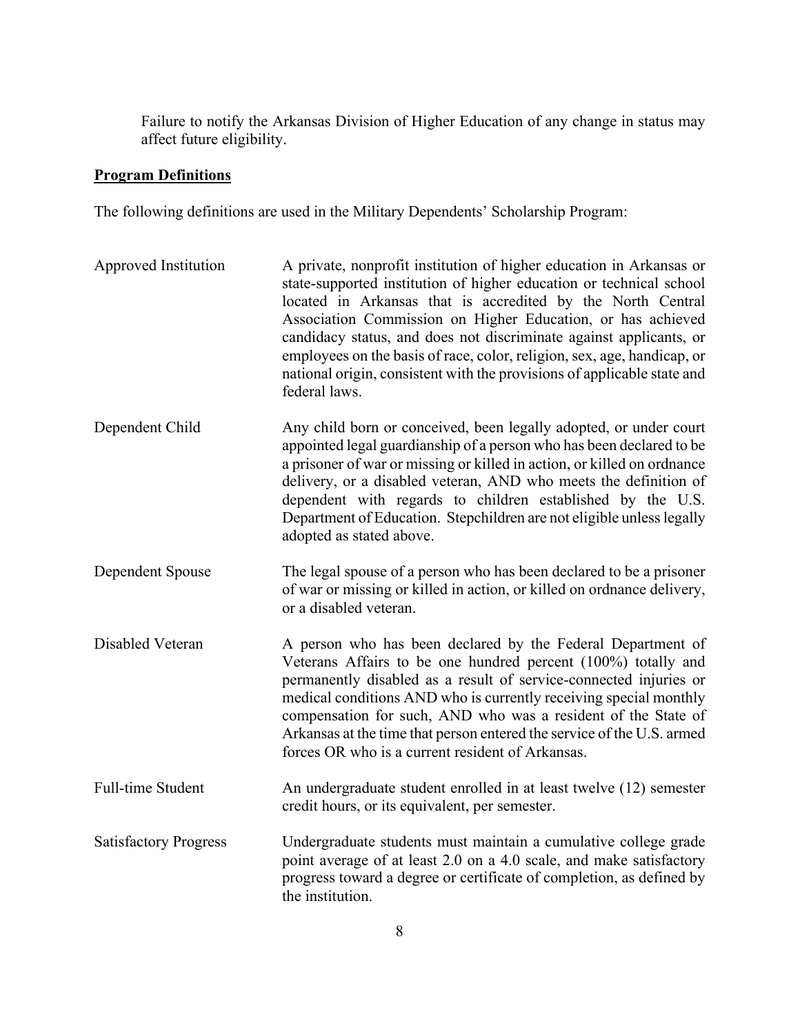Failure to notify the Arkansas Division of Higher Education of any change in status may affect future eligibility.

**Program Definitions**

The following definitions are used in the Military Dependents' Scholarship Program:

| Term | Definition |
| --- | --- |
| Approved Institution | A private, nonprofit institution of higher education in Arkansas or state-supported institution of higher education or technical school located in Arkansas that is accredited by the North Central Association Commission on Higher Education, or has achieved candidacy status, and does not discriminate against applicants, or employees on the basis of race, color, religion, sex, age, handicap, or national origin, consistent with the provisions of applicable state and federal laws. |
| Dependent Child | Any child born or conceived, been legally adopted, or under court appointed legal guardianship of a person who has been declared to be a prisoner of war or missing or killed in action, or killed on ordnance delivery, or a disabled veteran, AND who meets the definition of dependent with regards to children established by the U.S. Department of Education. Stepchildren are not eligible unless legally adopted as stated above. |
| Dependent Spouse | The legal spouse of a person who has been declared to be a prisoner of war or missing or killed in action, or killed on ordnance delivery, or a disabled veteran. |
| Disabled Veteran | A person who has been declared by the Federal Department of Veterans Affairs to be one hundred percent (100%) totally and permanently disabled as a result of service-connected injuries or medical conditions AND who is currently receiving special monthly compensation for such, AND who was a resident of the State of Arkansas at the time that person entered the service of the U.S. armed forces OR who is a current resident of Arkansas. |
| Full-time Student | An undergraduate student enrolled in at least twelve (12) semester credit hours, or its equivalent, per semester. |
| Satisfactory Progress | Undergraduate students must maintain a cumulative college grade point average of at least 2.0 on a 4.0 scale, and make satisfactory progress toward a degree or certificate of completion, as defined by the institution. |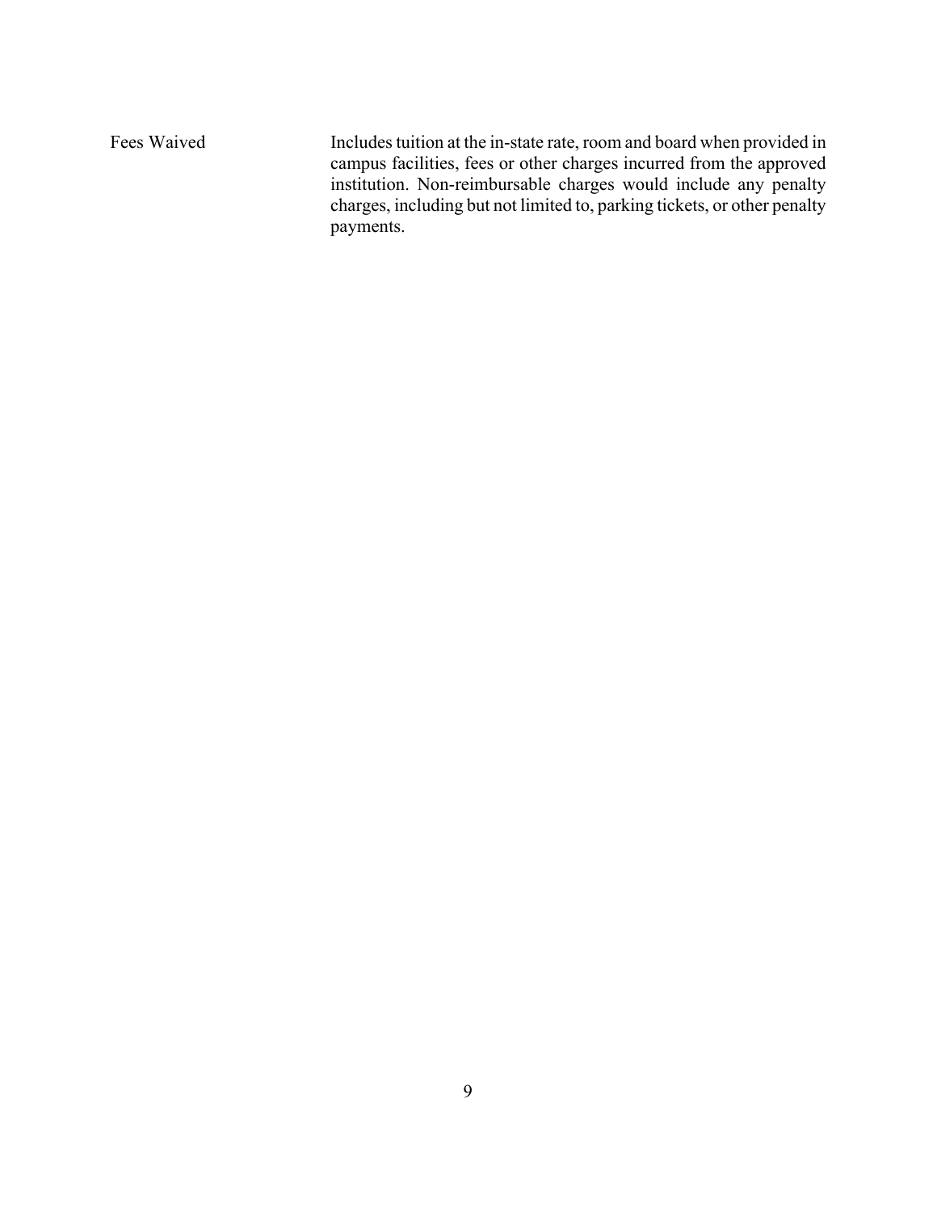| | |
|---|---|
| Fees Waived | Includes tuition at the in-state rate, room and board when provided in campus facilities, fees or other charges incurred from the approved institution. Non-reimbursable charges would include any penalty charges, including but not limited to, parking tickets, or other penalty payments. |